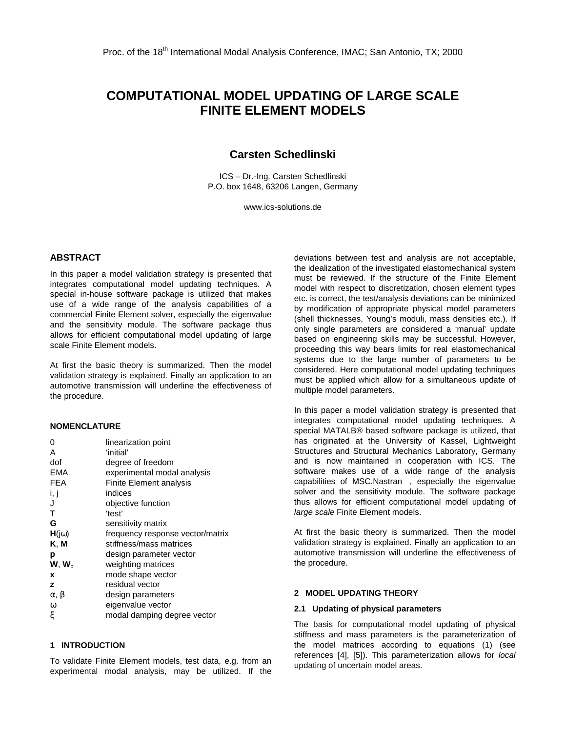# COMPUTATIONAL MODEL UPDATING OF LARGE SCALE FINITE ELEMENT MODELS

**Carsten Schedlinski**

ICS – Dr.-Ing. Carsten Schedlinski
P.O. box 1648, 63206 Langen, Germany

www.ics-solutions.de

## ABSTRACT

In this paper a model validation strategy is presented that integrates computational model updating techniques. A special in-house software package is utilized that makes use of a wide range of the analysis capabilities of a commercial Finite Element solver, especially the eigenvalue and the sensitivity module. The software package thus allows for efficient computational model updating of large scale Finite Element models.

At first the basic theory is summarized. Then the model validation strategy is explained. Finally an application to an automotive transmission will underline the effectiveness of the procedure.

### NOMENCLATURE

| | |
|---|---|
| 0 | linearization point |
| A | 'initial' |
| dof | degree of freedom |
| EMA | experimental modal analysis |
| FEA | Finite Element analysis |
| i, j | indices |
| J | objective function |
| T | 'test' |
| $\mathbf{G}$ | sensitivity matrix |
| $\mathbf{H}(j\omega)$ | frequency response vector/matrix |
| $\mathbf{K}$, $\mathbf{M}$ | stiffness/mass matrices |
| $\mathbf{p}$ | design parameter vector |
| $\mathbf{W}$, $\mathbf{W}_p$ | weighting matrices |
| $\mathbf{x}$ | mode shape vector |
| $\mathbf{z}$ | residual vector |
| $\alpha$, $\beta$ | design parameters |
| $\omega$ | eigenvalue vector |
| $\xi$ | modal damping degree vector |

## 1 INTRODUCTION

To validate Finite Element models, test data, e.g. from an experimental modal analysis, may be utilized. If the deviations between test and analysis are not acceptable, the idealization of the investigated elastomechanical system must be reviewed. If the structure of the Finite Element model with respect to discretization, chosen element types etc. is correct, the test/analysis deviations can be minimized by modification of appropriate physical model parameters (shell thicknesses, Young's moduli, mass densities etc.). If only single parameters are considered a 'manual' update based on engineering skills may be successful. However, proceeding this way bears limits for real elastomechanical systems due to the large number of parameters to be considered. Here computational model updating techniques must be applied which allow for a simultaneous update of multiple model parameters.

In this paper a model validation strategy is presented that integrates computational model updating techniques. A special MATALB® based software package is utilized, that has originated at the University of Kassel, Lightweight Structures and Structural Mechanics Laboratory, Germany and is now maintained in cooperation with ICS. The software makes use of a wide range of the analysis capabilities of MSC.Nastran , especially the eigenvalue solver and the sensitivity module. The software package thus allows for efficient computational model updating of *large scale* Finite Element models.

At first the basic theory is summarized. Then the model validation strategy is explained. Finally an application to an automotive transmission will underline the effectiveness of the procedure.

## 2 MODEL UPDATING THEORY

### 2.1 Updating of physical parameters

The basis for computational model updating of physical stiffness and mass parameters is the parameterization of the model matrices according to equations (1) (see references [4], [5]). This parameterization allows for *local* updating of uncertain model areas.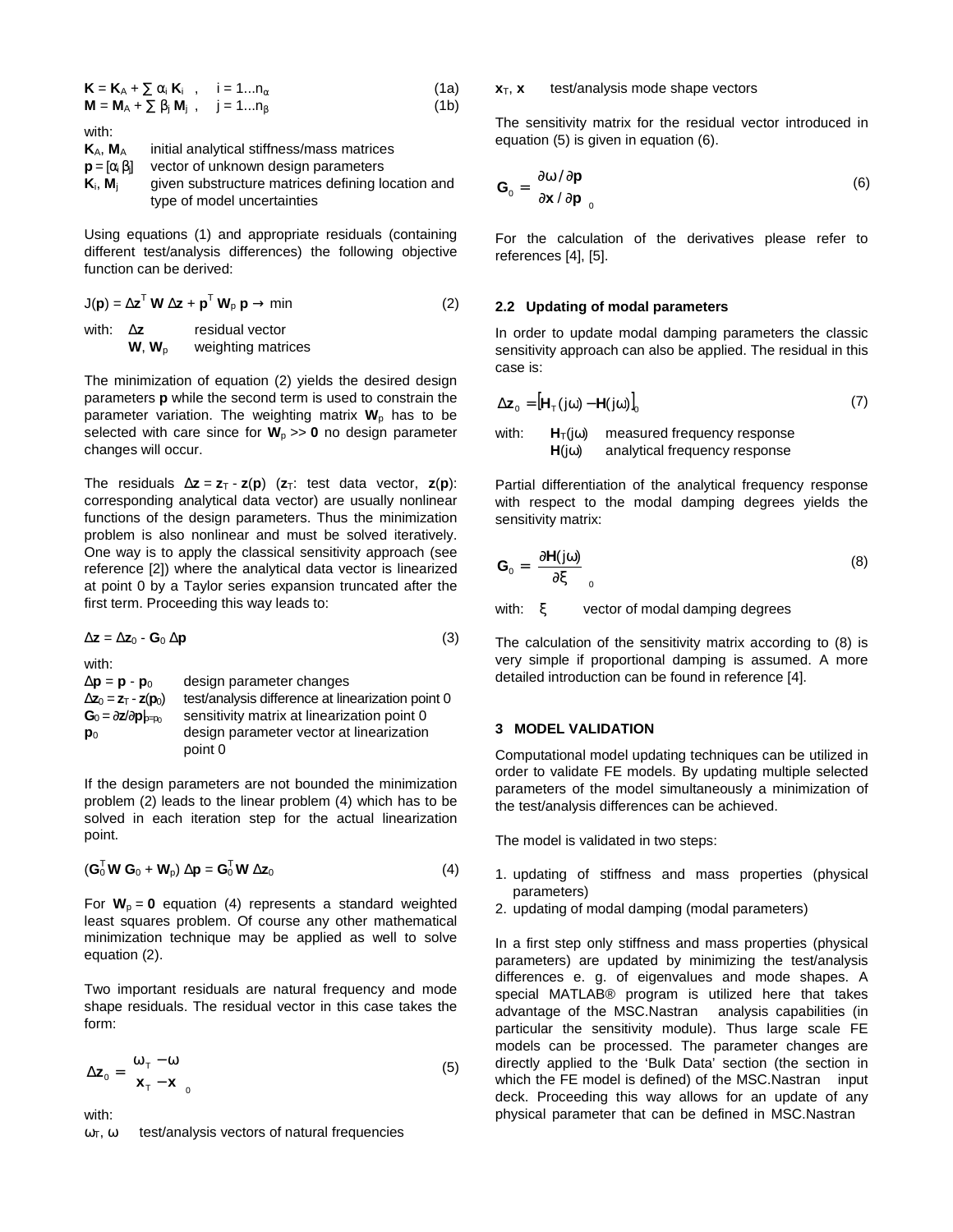$$\mathbf{K} = \mathbf{K}_A + \sum \alpha_i \mathbf{K}_i \quad , \quad i = 1...n_\alpha \tag{1a}$$

$$\mathbf{M} = \mathbf{M}_A + \sum \beta_j \mathbf{M}_j \quad , \quad j = 1...n_\beta \tag{1b}$$

with:

| | |
|---|---|
| $\mathbf{K}_A$, $\mathbf{M}_A$ | initial analytical stiffness/mass matrices |
| $\mathbf{p} = [\alpha_i \, \beta_j]$ | vector of unknown design parameters |
| $\mathbf{K}_i$, $\mathbf{M}_j$ | given substructure matrices defining location and type of model uncertainties |

Using equations (1) and appropriate residuals (containing different test/analysis differences) the following objective function can be derived:

$$J(\mathbf{p}) = \Delta\mathbf{z}^T \, \mathbf{W} \, \Delta\mathbf{z} + \mathbf{p}^T \, \mathbf{W}_p \, \mathbf{p} \rightarrow \min \tag{2}$$

with:

| | |
|---|---|
| $\Delta\mathbf{z}$ | residual vector |
| $\mathbf{W}$, $\mathbf{W}_p$ | weighting matrices |

The minimization of equation (2) yields the desired design parameters **p** while the second term is used to constrain the parameter variation. The weighting matrix $\mathbf{W}_p$ has to be selected with care since for $\mathbf{W}_p >> \mathbf{0}$ no design parameter changes will occur.

The residuals $\Delta\mathbf{z} = \mathbf{z}_T - \mathbf{z}(\mathbf{p})$ ($\mathbf{z}_T$: test data vector, $\mathbf{z}(\mathbf{p})$: corresponding analytical data vector) are usually nonlinear functions of the design parameters. Thus the minimization problem is also nonlinear and must be solved iteratively. One way is to apply the classical sensitivity approach (see reference [2]) where the analytical data vector is linearized at point 0 by a Taylor series expansion truncated after the first term. Proceeding this way leads to:

$$\Delta\mathbf{z} = \Delta\mathbf{z}_0 - \mathbf{G}_0 \, \Delta\mathbf{p} \tag{3}$$

with:

| | |
|---|---|
| $\Delta\mathbf{p} = \mathbf{p} - \mathbf{p}_0$ | design parameter changes |
| $\Delta\mathbf{z}_0 = \mathbf{z}_T - \mathbf{z}(\mathbf{p}_0)$ | test/analysis difference at linearization point 0 |
| $\mathbf{G}_0 = \partial\mathbf{z}/\partial\mathbf{p}\vert_{\mathbf{p}=\mathbf{p}_0}$ | sensitivity matrix at linearization point 0 |
| $\mathbf{p}_0$ | design parameter vector at linearization point 0 |

If the design parameters are not bounded the minimization problem (2) leads to the linear problem (4) which has to be solved in each iteration step for the actual linearization point.

$$(\mathbf{G}_0^T \mathbf{W} \, \mathbf{G}_0 + \mathbf{W}_p) \, \Delta\mathbf{p} = \mathbf{G}_0^T \mathbf{W} \, \Delta\mathbf{z}_0 \tag{4}$$

For $\mathbf{W}_p = \mathbf{0}$ equation (4) represents a standard weighted least squares problem. Of course any other mathematical minimization technique may be applied as well to solve equation (2).

Two important residuals are natural frequency and mode shape residuals. The residual vector in this case takes the form:

$$\Delta\mathbf{z}_0 = \begin{bmatrix} \omega_T - \omega \\ \mathbf{x}_T - \mathbf{x} \end{bmatrix}_0 \tag{5}$$

with:

| | |
|---|---|
| $\omega_T$, $\omega$ | test/analysis vectors of natural frequencies |
| $\mathbf{x}_T$, $\mathbf{x}$ | test/analysis mode shape vectors |

The sensitivity matrix for the residual vector introduced in equation (5) is given in equation (6).

$$\mathbf{G}_0 = \begin{bmatrix} \partial\omega / \partial\mathbf{p} \\ \partial\mathbf{x} / \partial\mathbf{p} \end{bmatrix}_0 \tag{6}$$

For the calculation of the derivatives please refer to references [4], [5].

### 2.2 Updating of modal parameters

In order to update modal damping parameters the classic sensitivity approach can also be applied. The residual in this case is:

$$\Delta\mathbf{z}_0 = [\mathbf{H}_T(j\omega) - \mathbf{H}(j\omega)]_0 \tag{7}$$

with:

| | |
|---|---|
| $\mathbf{H}_T(j\omega)$ | measured frequency response |
| $\mathbf{H}(j\omega)$ | analytical frequency response |

Partial differentiation of the analytical frequency response with respect to the modal damping degrees yields the sensitivity matrix:

$$\mathbf{G}_0 = \left[ \frac{\partial \mathbf{H}(j\omega)}{\partial \xi} \right]_0 \tag{8}$$

with: $\xi$ vector of modal damping degrees

The calculation of the sensitivity matrix according to (8) is very simple if proportional damping is assumed. A more detailed introduction can be found in reference [4].

## 3 MODEL VALIDATION

Computational model updating techniques can be utilized in order to validate FE models. By updating multiple selected parameters of the model simultaneously a minimization of the test/analysis differences can be achieved.

The model is validated in two steps:

1. updating of stiffness and mass properties (physical parameters)
2. updating of modal damping (modal parameters)

In a first step only stiffness and mass properties (physical parameters) are updated by minimizing the test/analysis differences e. g. of eigenvalues and mode shapes. A special MATLAB® program is utilized here that takes advantage of the MSC.Nastran analysis capabilities (in particular the sensitivity module). Thus large scale FE models can be processed. The parameter changes are directly applied to the 'Bulk Data' section (the section in which the FE model is defined) of the MSC.Nastran input deck. Proceeding this way allows for an update of any physical parameter that can be defined in MSC.Nastran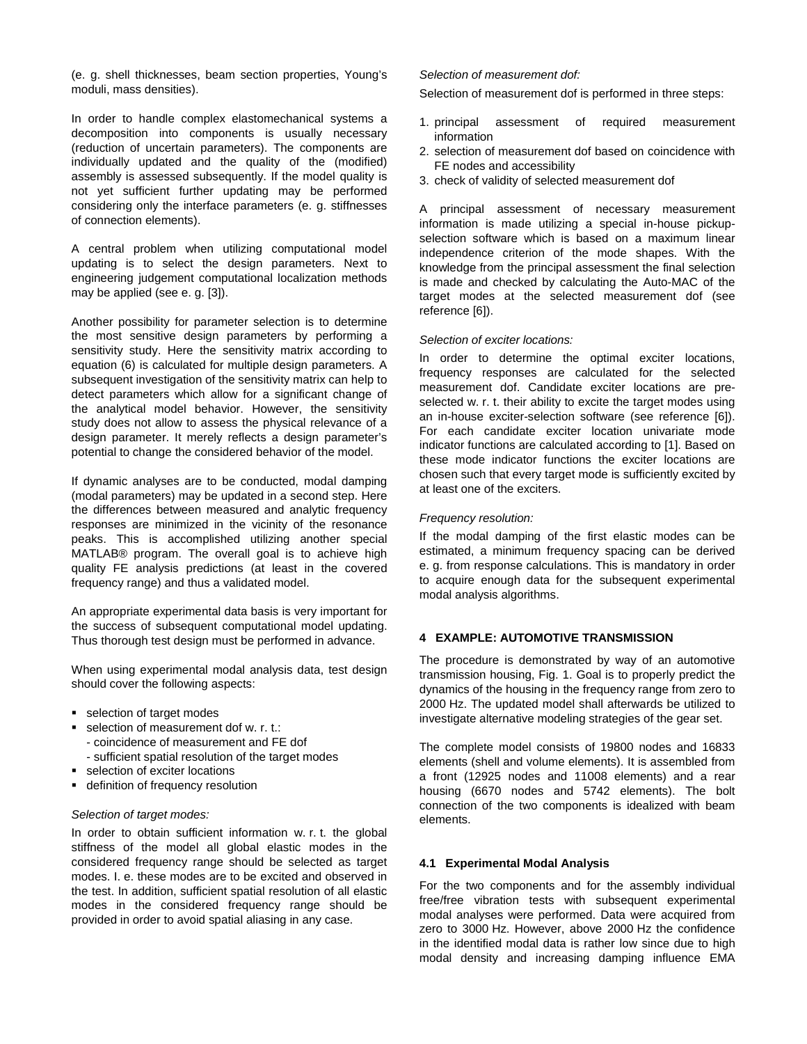(e. g. shell thicknesses, beam section properties, Young's moduli, mass densities).

In order to handle complex elastomechanical systems a decomposition into components is usually necessary (reduction of uncertain parameters). The components are individually updated and the quality of the (modified) assembly is assessed subsequently. If the model quality is not yet sufficient further updating may be performed considering only the interface parameters (e. g. stiffnesses of connection elements).

A central problem when utilizing computational model updating is to select the design parameters. Next to engineering judgement computational localization methods may be applied (see e. g. [3]).

Another possibility for parameter selection is to determine the most sensitive design parameters by performing a sensitivity study. Here the sensitivity matrix according to equation (6) is calculated for multiple design parameters. A subsequent investigation of the sensitivity matrix can help to detect parameters which allow for a significant change of the analytical model behavior. However, the sensitivity study does not allow to assess the physical relevance of a design parameter. It merely reflects a design parameter's potential to change the considered behavior of the model.

If dynamic analyses are to be conducted, modal damping (modal parameters) may be updated in a second step. Here the differences between measured and analytic frequency responses are minimized in the vicinity of the resonance peaks. This is accomplished utilizing another special MATLAB® program. The overall goal is to achieve high quality FE analysis predictions (at least in the covered frequency range) and thus a validated model.

An appropriate experimental data basis is very important for the success of subsequent computational model updating. Thus thorough test design must be performed in advance.

When using experimental modal analysis data, test design should cover the following aspects:

- selection of target modes
- selection of measurement dof w. r. t.:
  - coincidence of measurement and FE dof
  - sufficient spatial resolution of the target modes
- selection of exciter locations
- definition of frequency resolution

*Selection of target modes:*

In order to obtain sufficient information w. r. t. the global stiffness of the model all global elastic modes in the considered frequency range should be selected as target modes. I. e. these modes are to be excited and observed in the test. In addition, sufficient spatial resolution of all elastic modes in the considered frequency range should be provided in order to avoid spatial aliasing in any case.

*Selection of measurement dof:*

Selection of measurement dof is performed in three steps:

1. principal assessment of required measurement information
2. selection of measurement dof based on coincidence with FE nodes and accessibility
3. check of validity of selected measurement dof

A principal assessment of necessary measurement information is made utilizing a special in-house pickup-selection software which is based on a maximum linear independence criterion of the mode shapes. With the knowledge from the principal assessment the final selection is made and checked by calculating the Auto-MAC of the target modes at the selected measurement dof (see reference [6]).

*Selection of exciter locations:*

In order to determine the optimal exciter locations, frequency responses are calculated for the selected measurement dof. Candidate exciter locations are pre-selected w. r. t. their ability to excite the target modes using an in-house exciter-selection software (see reference [6]). For each candidate exciter location univariate mode indicator functions are calculated according to [1]. Based on these mode indicator functions the exciter locations are chosen such that every target mode is sufficiently excited by at least one of the exciters.

*Frequency resolution:*

If the modal damping of the first elastic modes can be estimated, a minimum frequency spacing can be derived e. g. from response calculations. This is mandatory in order to acquire enough data for the subsequent experimental modal analysis algorithms.

## 4 EXAMPLE: AUTOMOTIVE TRANSMISSION

The procedure is demonstrated by way of an automotive transmission housing, Fig. 1. Goal is to properly predict the dynamics of the housing in the frequency range from zero to 2000 Hz. The updated model shall afterwards be utilized to investigate alternative modeling strategies of the gear set.

The complete model consists of 19800 nodes and 16833 elements (shell and volume elements). It is assembled from a front (12925 nodes and 11008 elements) and a rear housing (6670 nodes and 5742 elements). The bolt connection of the two components is idealized with beam elements.

### 4.1 Experimental Modal Analysis

For the two components and for the assembly individual free/free vibration tests with subsequent experimental modal analyses were performed. Data were acquired from zero to 3000 Hz. However, above 2000 Hz the confidence in the identified modal data is rather low since due to high modal density and increasing damping influence EMA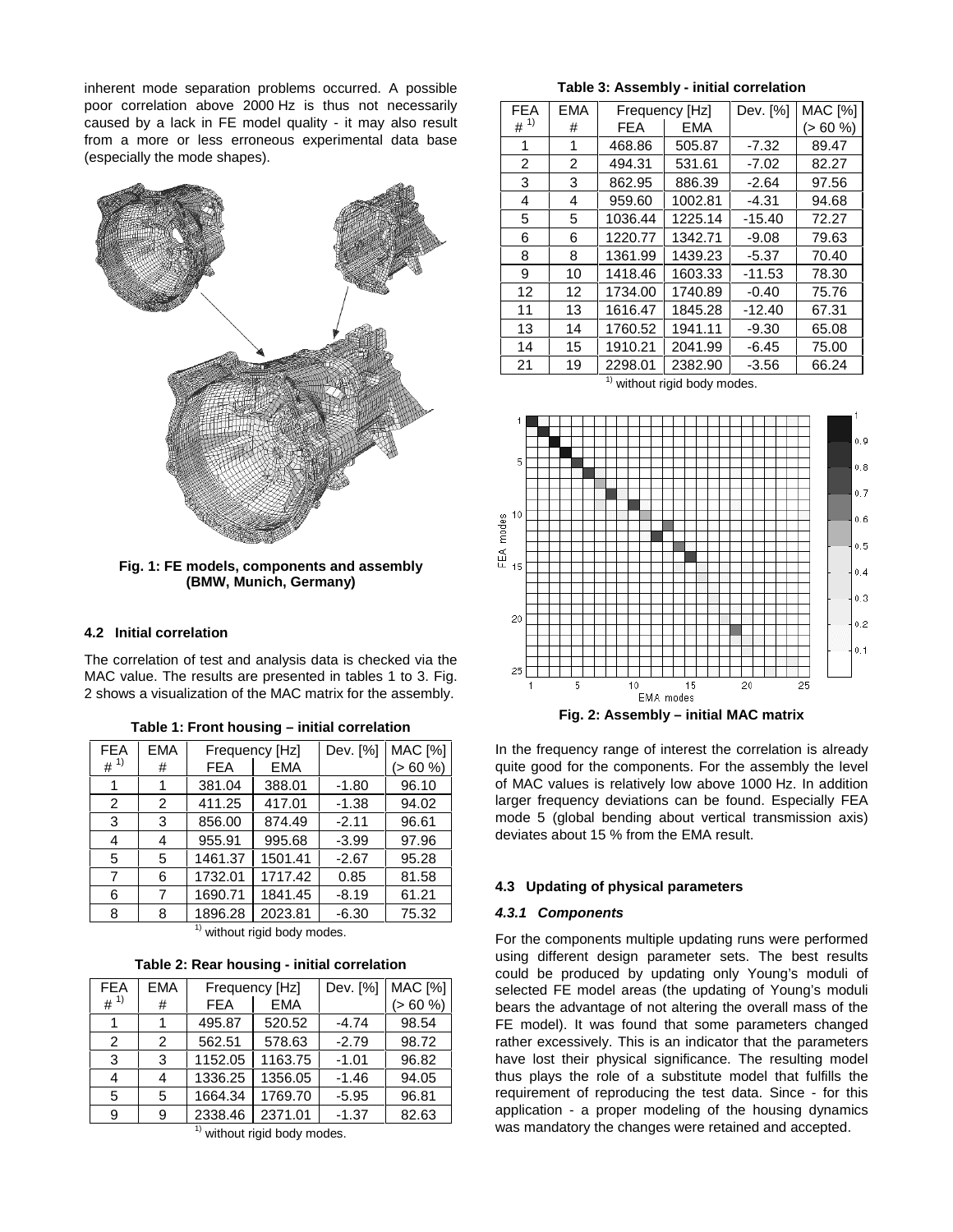inherent mode separation problems occurred. A possible poor correlation above 2000 Hz is thus not necessarily caused by a lack in FE model quality - it may also result from a more or less erroneous experimental data base (especially the mode shapes).

**Fig. 1: FE models, components and assembly (BMW, Munich, Germany)**

### 4.2 Initial correlation

The correlation of test and analysis data is checked via the MAC value. The results are presented in tables 1 to 3. Fig. 2 shows a visualization of the MAC matrix for the assembly.

**Table 1: Front housing – initial correlation**

| FEA # [1) ] | EMA # | Frequency [Hz] FEA | EMA | Dev. [%] | MAC [%] (> 60 %) |
|---|---|---|---|---|---|
| 1 | 1 | 381.04 | 388.01 | -1.80 | 96.10 |
| 2 | 2 | 411.25 | 417.01 | -1.38 | 94.02 |
| 3 | 3 | 856.00 | 874.49 | -2.11 | 96.61 |
| 4 | 4 | 955.91 | 995.68 | -3.99 | 97.96 |
| 5 | 5 | 1461.37 | 1501.41 | -2.67 | 95.28 |
| 7 | 6 | 1732.01 | 1717.42 | 0.85 | 81.58 |
| 6 | 7 | 1690.71 | 1841.45 | -8.19 | 61.21 |
| 8 | 8 | 1896.28 | 2023.81 | -6.30 | 75.32 |

[1)] without rigid body modes.

**Table 2: Rear housing - initial correlation**

| FEA # [1) ] | EMA # | Frequency [Hz] FEA | EMA | Dev. [%] | MAC [%] (> 60 %) |
|---|---|---|---|---|---|
| 1 | 1 | 495.87 | 520.52 | -4.74 | 98.54 |
| 2 | 2 | 562.51 | 578.63 | -2.79 | 98.72 |
| 3 | 3 | 1152.05 | 1163.75 | -1.01 | 96.82 |
| 4 | 4 | 1336.25 | 1356.05 | -1.46 | 94.05 |
| 5 | 5 | 1664.34 | 1769.70 | -5.95 | 96.81 |
| 9 | 9 | 2338.46 | 2371.01 | -1.37 | 82.63 |

[1)] without rigid body modes.

**Table 3: Assembly - initial correlation**

| FEA # [1) ] | EMA # | Frequency [Hz] FEA | EMA | Dev. [%] | MAC [%] (> 60 %) |
|---|---|---|---|---|---|
| 1 | 1 | 468.86 | 505.87 | -7.32 | 89.47 |
| 2 | 2 | 494.31 | 531.61 | -7.02 | 82.27 |
| 3 | 3 | 862.95 | 886.39 | -2.64 | 97.56 |
| 4 | 4 | 959.60 | 1002.81 | -4.31 | 94.68 |
| 5 | 5 | 1036.44 | 1225.14 | -15.40 | 72.27 |
| 6 | 6 | 1220.77 | 1342.71 | -9.08 | 79.63 |
| 8 | 8 | 1361.99 | 1439.23 | -5.37 | 70.40 |
| 9 | 10 | 1418.46 | 1603.33 | -11.53 | 78.30 |
| 12 | 12 | 1734.00 | 1740.89 | -0.40 | 75.76 |
| 11 | 13 | 1616.47 | 1845.28 | -12.40 | 67.31 |
| 13 | 14 | 1760.52 | 1941.11 | -9.30 | 65.08 |
| 14 | 15 | 1910.21 | 2041.99 | -6.45 | 75.00 |
| 21 | 19 | 2298.01 | 2382.90 | -3.56 | 66.24 |

[1)] without rigid body modes.

**Fig. 2: Assembly – initial MAC matrix**

In the frequency range of interest the correlation is already quite good for the components. For the assembly the level of MAC values is relatively low above 1000 Hz. In addition larger frequency deviations can be found. Especially FEA mode 5 (global bending about vertical transmission axis) deviates about 15 % from the EMA result.

### 4.3 Updating of physical parameters

#### *4.3.1 Components*

For the components multiple updating runs were performed using different design parameter sets. The best results could be produced by updating only Young's moduli of selected FE model areas (the updating of Young's moduli bears the advantage of not altering the overall mass of the FE model). It was found that some parameters changed rather excessively. This is an indicator that the parameters have lost their physical significance. The resulting model thus plays the role of a substitute model that fulfills the requirement of reproducing the test data. Since - for this application - a proper modeling of the housing dynamics was mandatory the changes were retained and accepted.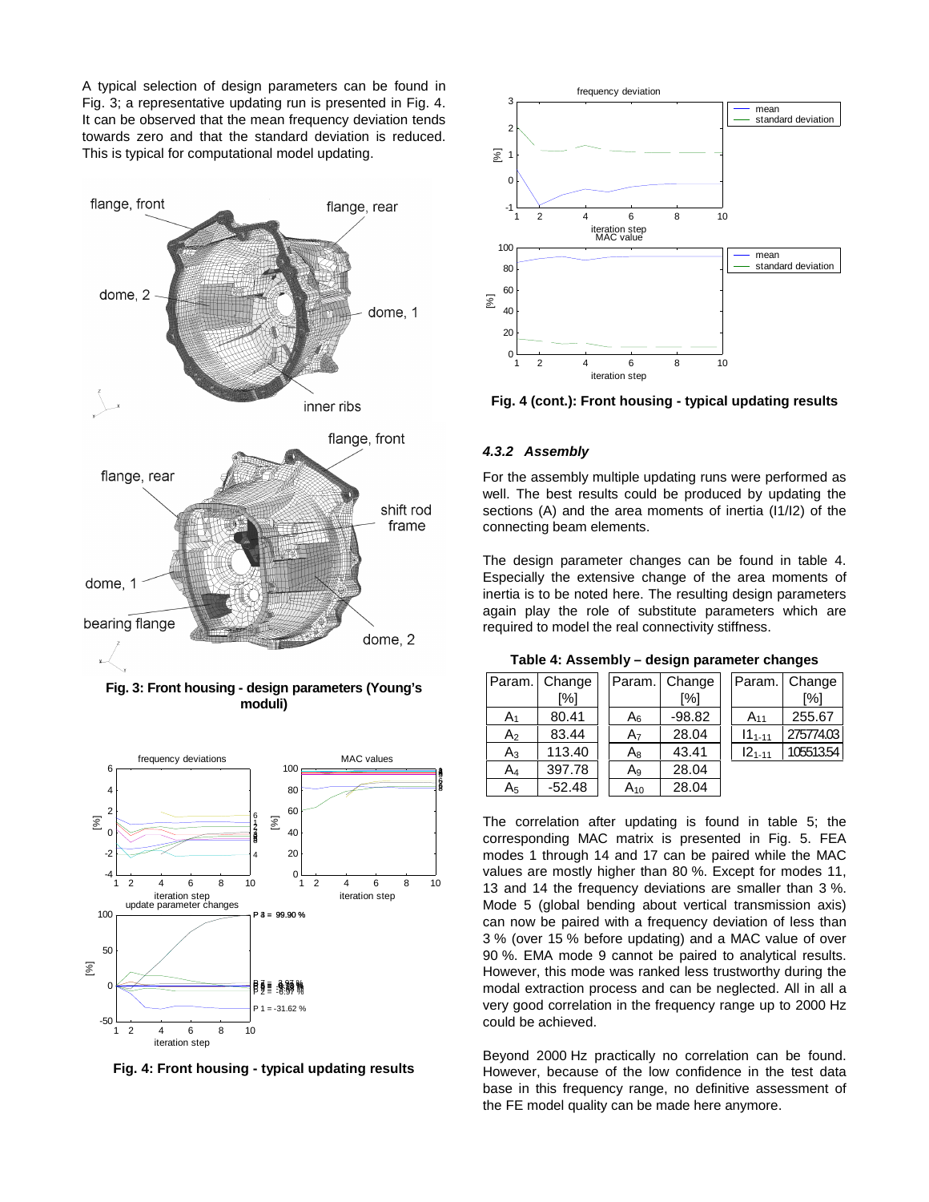A typical selection of design parameters can be found in Fig. 3; a representative updating run is presented in Fig. 4. It can be observed that the mean frequency deviation tends towards zero and that the standard deviation is reduced. This is typical for computational model updating.

**Fig. 3: Front housing - design parameters (Young's moduli)**

**Fig. 4: Front housing - typical updating results**

**Fig. 4 (cont.): Front housing - typical updating results**

#### *4.3.2 Assembly*

For the assembly multiple updating runs were performed as well. The best results could be produced by updating the sections (A) and the area moments of inertia (I1/I2) of the connecting beam elements.

The design parameter changes can be found in table 4. Especially the extensive change of the area moments of inertia is to be noted here. The resulting design parameters again play the role of substitute parameters which are required to model the real connectivity stiffness.

**Table 4: Assembly – design parameter changes**

| Param. | Change [%] | Param. | Change [%] | Param. | Change [%] |
|---|---|---|---|---|---|
| $A_1$ | 80.41 | $A_6$ | -98.82 | $A_{11}$ | 255.67 |
| $A_2$ | 83.44 | $A_7$ | 28.04 | $I1_{1-11}$ | 275774.03 |
| $A_3$ | 113.40 | $A_8$ | 43.41 | $I2_{1-11}$ | 105513.54 |
| $A_4$ | 397.78 | $A_9$ | 28.04 | | |
| $A_5$ | -52.48 | $A_{10}$ | 28.04 | | |

The correlation after updating is found in table 5; the corresponding MAC matrix is presented in Fig. 5. FEA modes 1 through 14 and 17 can be paired while the MAC values are mostly higher than 80 %. Except for modes 11, 13 and 14 the frequency deviations are smaller than 3 %. Mode 5 (global bending about vertical transmission axis) can now be paired with a frequency deviation of less than 3 % (over 15 % before updating) and a MAC value of over 90 %. EMA mode 9 cannot be paired to analytical results. However, this mode was ranked less trustworthy during the modal extraction process and can be neglected. All in all a very good correlation in the frequency range up to 2000 Hz could be achieved.

Beyond 2000 Hz practically no correlation can be found. However, because of the low confidence in the test data base in this frequency range, no definitive assessment of the FE model quality can be made here anymore.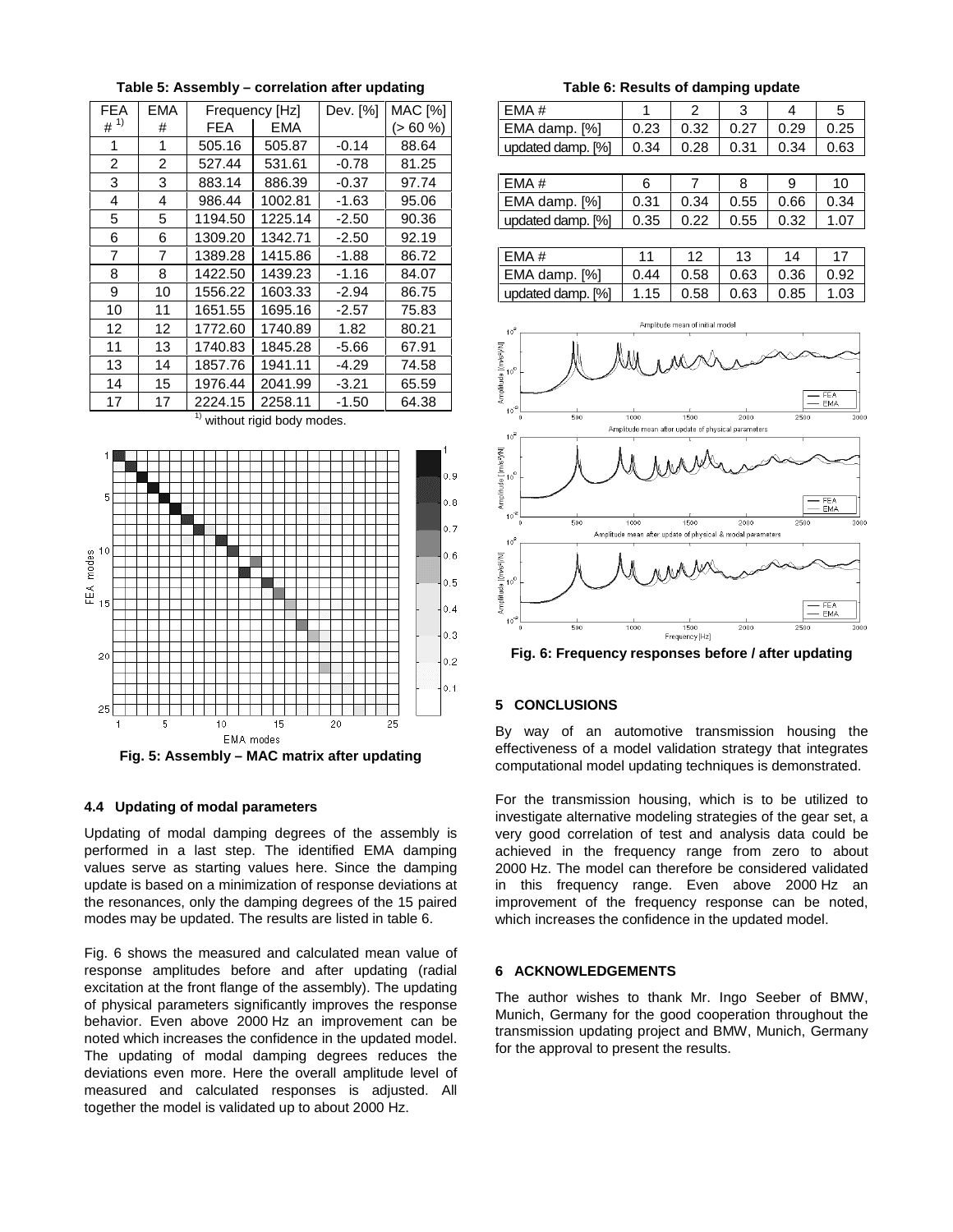**Table 5: Assembly – correlation after updating**

| FEA # [1)] | EMA # | Frequency [Hz] FEA | Frequency [Hz] EMA | Dev. [%] | MAC [%] (> 60 %) |
|---|---|---|---|---|---|
| 1 | 1 | 505.16 | 505.87 | -0.14 | 88.64 |
| 2 | 2 | 527.44 | 531.61 | -0.78 | 81.25 |
| 3 | 3 | 883.14 | 886.39 | -0.37 | 97.74 |
| 4 | 4 | 986.44 | 1002.81 | -1.63 | 95.06 |
| 5 | 5 | 1194.50 | 1225.14 | -2.50 | 90.36 |
| 6 | 6 | 1309.20 | 1342.71 | -2.50 | 92.19 |
| 7 | 7 | 1389.28 | 1415.86 | -1.88 | 86.72 |
| 8 | 8 | 1422.50 | 1439.23 | -1.16 | 84.07 |
| 9 | 10 | 1556.22 | 1603.33 | -2.94 | 86.75 |
| 10 | 11 | 1651.55 | 1695.16 | -2.57 | 75.83 |
| 12 | 12 | 1772.60 | 1740.89 | 1.82 | 80.21 |
| 11 | 13 | 1740.83 | 1845.28 | -5.66 | 67.91 |
| 13 | 14 | 1857.76 | 1941.11 | -4.29 | 74.58 |
| 14 | 15 | 1976.44 | 2041.99 | -3.21 | 65.59 |
| 17 | 17 | 2224.15 | 2258.11 | -1.50 | 64.38 |

[1)] without rigid body modes.

**Fig. 5: Assembly – MAC matrix after updating**

### 4.4 Updating of modal parameters

Updating of modal damping degrees of the assembly is performed in a last step. The identified EMA damping values serve as starting values here. Since the damping update is based on a minimization of response deviations at the resonances, only the damping degrees of the 15 paired modes may be updated. The results are listed in table 6.

Fig. 6 shows the measured and calculated mean value of response amplitudes before and after updating (radial excitation at the front flange of the assembly). The updating of physical parameters significantly improves the response behavior. Even above 2000 Hz an improvement can be noted which increases the confidence in the updated model. The updating of modal damping degrees reduces the deviations even more. Here the overall amplitude level of measured and calculated responses is adjusted. All together the model is validated up to about 2000 Hz.

**Table 6: Results of damping update**

| EMA # | 1 | 2 | 3 | 4 | 5 |
|---|---|---|---|---|---|
| EMA damp. [%] | 0.23 | 0.32 | 0.27 | 0.29 | 0.25 |
| updated damp. [%] | 0.34 | 0.28 | 0.31 | 0.34 | 0.63 |

| EMA # | 6 | 7 | 8 | 9 | 10 |
|---|---|---|---|---|---|
| EMA damp. [%] | 0.31 | 0.34 | 0.55 | 0.66 | 0.34 |
| updated damp. [%] | 0.35 | 0.22 | 0.55 | 0.32 | 1.07 |

| EMA # | 11 | 12 | 13 | 14 | 17 |
|---|---|---|---|---|---|
| EMA damp. [%] | 0.44 | 0.58 | 0.63 | 0.36 | 0.92 |
| updated damp. [%] | 1.15 | 0.58 | 0.63 | 0.85 | 1.03 |

**Fig. 6: Frequency responses before / after updating**

## 5 CONCLUSIONS

By way of an automotive transmission housing the effectiveness of a model validation strategy that integrates computational model updating techniques is demonstrated.

For the transmission housing, which is to be utilized to investigate alternative modeling strategies of the gear set, a very good correlation of test and analysis data could be achieved in the frequency range from zero to about 2000 Hz. The model can therefore be considered validated in this frequency range. Even above 2000 Hz an improvement of the frequency response can be noted, which increases the confidence in the updated model.

## 6 ACKNOWLEDGEMENTS

The author wishes to thank Mr. Ingo Seeber of BMW, Munich, Germany for the good cooperation throughout the transmission updating project and BMW, Munich, Germany for the approval to present the results.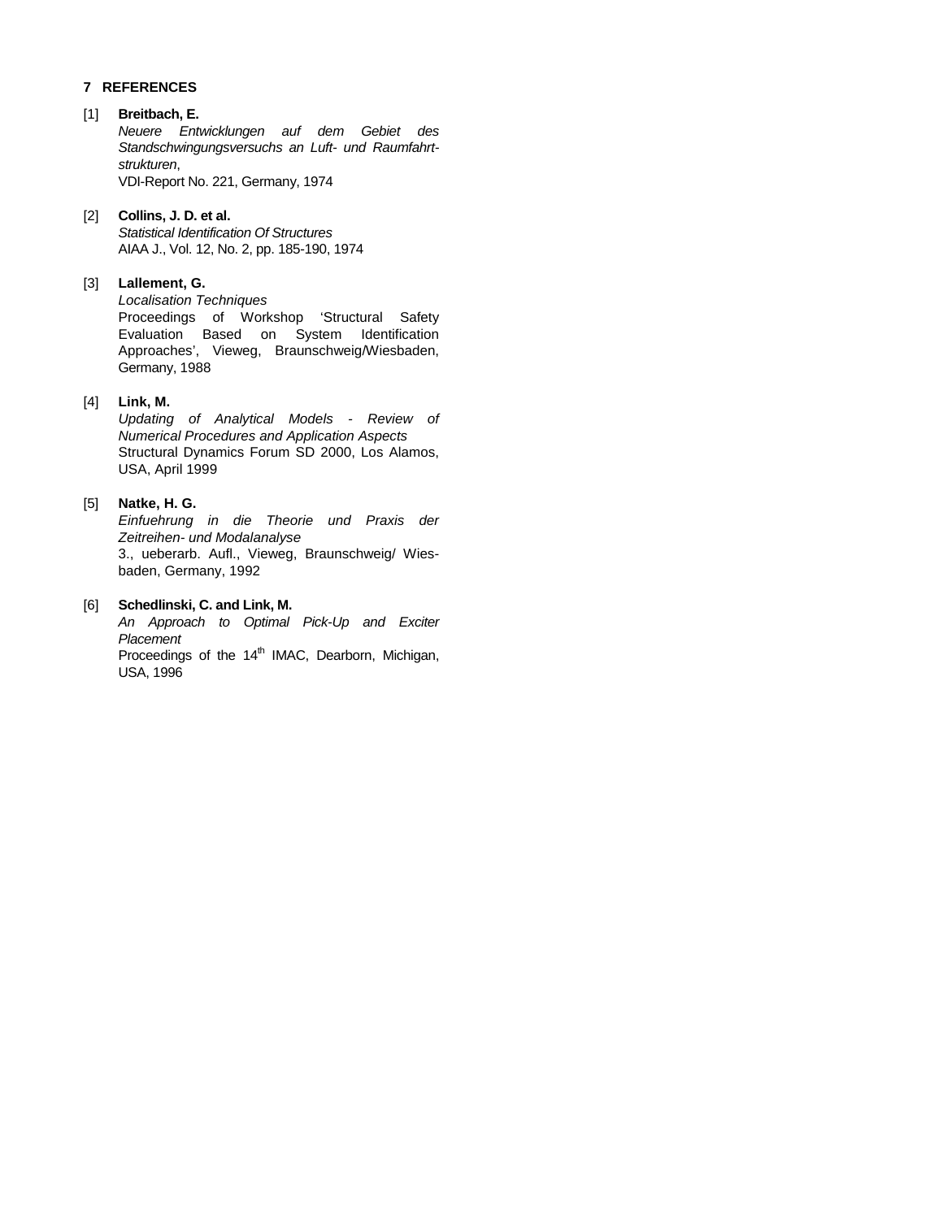## 7 REFERENCES

[1] **Breitbach, E.**
*Neuere Entwicklungen auf dem Gebiet des Standschwingungsversuchs an Luft- und Raumfahrtstrukturen*,
VDI-Report No. 221, Germany, 1974

[2] **Collins, J. D. et al.**
*Statistical Identification Of Structures*
AIAA J., Vol. 12, No. 2, pp. 185-190, 1974

[3] **Lallement, G.**
*Localisation Techniques*
Proceedings of Workshop 'Structural Safety Evaluation Based on System Identification Approaches', Vieweg, Braunschweig/Wiesbaden, Germany, 1988

[4] **Link, M.**
*Updating of Analytical Models - Review of Numerical Procedures and Application Aspects*
Structural Dynamics Forum SD 2000, Los Alamos, USA, April 1999

[5] **Natke, H. G.**
*Einfuehrung in die Theorie und Praxis der Zeitreihen- und Modalanalyse*
3., ueberarb. Aufl., Vieweg, Braunschweig/ Wiesbaden, Germany, 1992

[6] **Schedlinski, C. and Link, M.**
*An Approach to Optimal Pick-Up and Exciter Placement*
Proceedings of the 14th IMAC, Dearborn, Michigan, USA, 1996